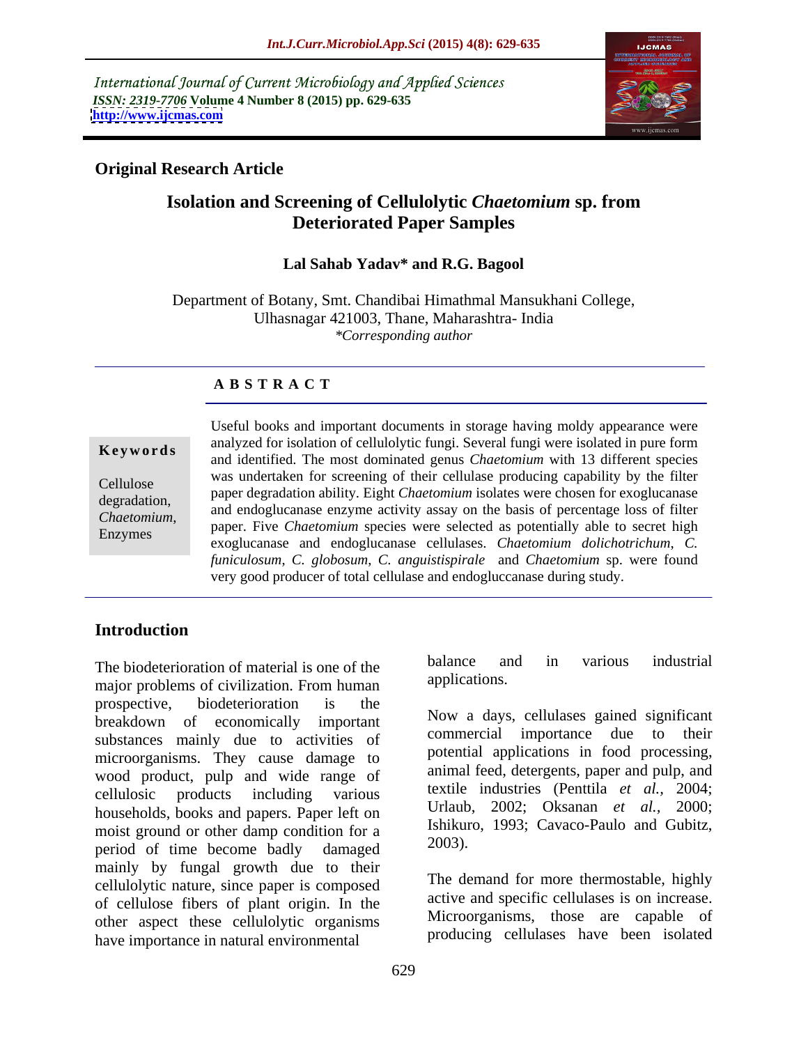International Journal of Current Microbiology and Applied Sciences
*ISSN: 2319-7706* **Volume 4 Number 8 (2015) pp. 629-635**
**http://www.ijcmas.com**

**Original Research Article**

# Isolation and Screening of Cellulolytic *Chaetomium* sp. from Deteriorated Paper Samples

**Lal Sahab Yadav\* and R.G. Bagool**

Department of Botany, Smt. Chandibai Himathmal Mansukhani College, Ulhasnagar 421003, Thane, Maharashtra- India
*\*Corresponding author*

**A B S T R A C T**

**Keywords**

Cellulose degradation, *Chaetomium*, Enzymes

Useful books and important documents in storage having moldy appearance were analyzed for isolation of cellulolytic fungi. Several fungi were isolated in pure form and identified. The most dominated genus *Chaetomium* with 13 different species was undertaken for screening of their cellulase producing capability by the filter paper degradation ability. Eight *Chaetomium* isolates were chosen for exoglucanase and endoglucanase enzyme activity assay on the basis of percentage loss of filter paper. Five *Chaetomium* species were selected as potentially able to secret high exoglucanase and endoglucanase cellulases. *Chaetomium dolichotrichum*, *C. funiculosum*, *C. globosum*, *C. anguistispirale* and *Chaetomium* sp. were found very good producer of total cellulase and endogluccanase during study.

## Introduction

The biodeterioration of material is one of the major problems of civilization. From human prospective, biodeterioration is the breakdown of economically important substances mainly due to activities of microorganisms. They cause damage to wood product, pulp and wide range of cellulosic products including various households, books and papers. Paper left on moist ground or other damp condition for a period of time become badly damaged mainly by fungal growth due to their cellulolytic nature, since paper is composed of cellulose fibers of plant origin. In the other aspect these cellulolytic organisms have importance in natural environmental balance and in various industrial applications.

Now a days, cellulases gained significant commercial importance due to their potential applications in food processing, animal feed, detergents, paper and pulp, and textile industries (Penttila *et al.*, 2004; Urlaub, 2002; Oksanan *et al.*, 2000; Ishikuro, 1993; Cavaco-Paulo and Gubitz, 2003).

The demand for more thermostable, highly active and specific cellulases is on increase. Microorganisms, those are capable of producing cellulases have been isolated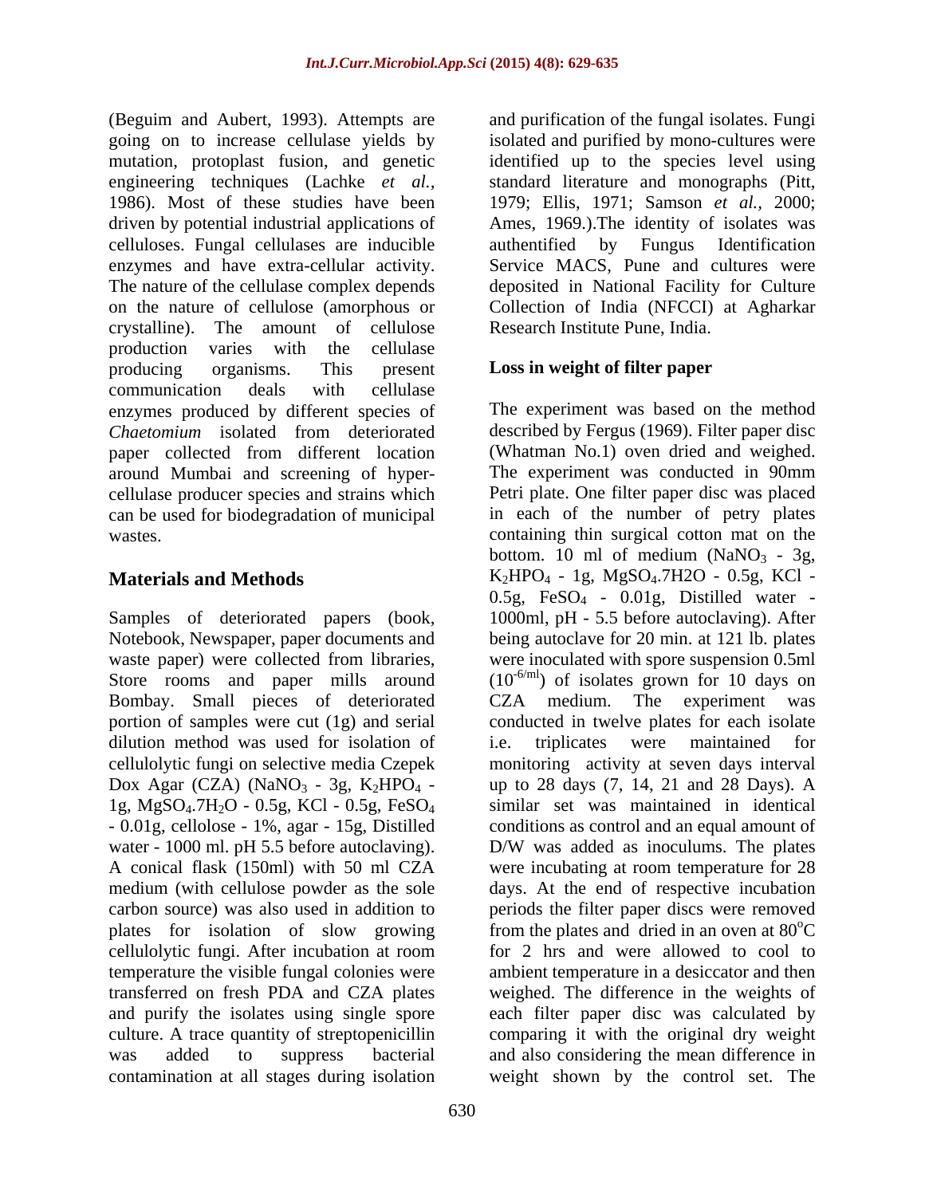(Beguim and Aubert, 1993). Attempts are going on to increase cellulase yields by mutation, protoplast fusion, and genetic engineering techniques (Lachke *et al.*, 1986). Most of these studies have been driven by potential industrial applications of celluloses. Fungal cellulases are inducible enzymes and have extra-cellular activity. The nature of the cellulase complex depends on the nature of cellulose (amorphous or crystalline). The amount of cellulose production varies with the cellulase producing organisms. This present communication deals with cellulase enzymes produced by different species of *Chaetomium* isolated from deteriorated paper collected from different location around Mumbai and screening of hyper-cellulase producer species and strains which can be used for biodegradation of municipal wastes.

## Materials and Methods

Samples of deteriorated papers (book, Notebook, Newspaper, paper documents and waste paper) were collected from libraries, Store rooms and paper mills around Bombay. Small pieces of deteriorated portion of samples were cut (1g) and serial dilution method was used for isolation of cellulolytic fungi on selective media Czepek Dox Agar (CZA) ($NaNO_3$ - 3g, $K_2HPO_4$ - 1g, $MgSO_4.7H_2O$ - 0.5g, KCl - 0.5g, $FeSO_4$ - 0.01g, cellolose - 1%, agar - 15g, Distilled water - 1000 ml. pH 5.5 before autoclaving). A conical flask (150ml) with 50 ml CZA medium (with cellulose powder as the sole carbon source) was also used in addition to plates for isolation of slow growing cellulolytic fungi. After incubation at room temperature the visible fungal colonies were transferred on fresh PDA and CZA plates and purify the isolates using single spore culture. A trace quantity of streptopenicillin was added to suppress bacterial contamination at all stages during isolation and purification of the fungal isolates. Fungi isolated and purified by mono-cultures were identified up to the species level using standard literature and monographs (Pitt, 1979; Ellis, 1971; Samson *et al.*, 2000; Ames, 1969.).The identity of isolates was authentified by Fungus Identification Service MACS, Pune and cultures were deposited in National Facility for Culture Collection of India (NFCCI) at Agharkar Research Institute Pune, India.

### Loss in weight of filter paper

The experiment was based on the method described by Fergus (1969). Filter paper disc (Whatman No.1) oven dried and weighed. The experiment was conducted in 90mm Petri plate. One filter paper disc was placed in each of the number of petry plates containing thin surgical cotton mat on the bottom. 10 ml of medium ($NaNO_3$ - 3g, $K_2HPO_4$ - 1g, $MgSO_4.7H2O$ - 0.5g, KCl - 0.5g, $FeSO_4$ - 0.01g, Distilled water - 1000ml, pH - 5.5 before autoclaving). After being autoclave for 20 min. at 121 lb. plates were inoculated with spore suspension 0.5ml ($10^{-6/ml}$) of isolates grown for 10 days on CZA medium. The experiment was conducted in twelve plates for each isolate i.e. triplicates were maintained for monitoring activity at seven days interval up to 28 days (7, 14, 21 and 28 Days). A similar set was maintained in identical conditions as control and an equal amount of D/W was added as inoculums. The plates were incubating at room temperature for 28 days. At the end of respective incubation periods the filter paper discs were removed from the plates and dried in an oven at $80^{o}C$ for 2 hrs and were allowed to cool to ambient temperature in a desiccator and then weighed. The difference in the weights of each filter paper disc was calculated by comparing it with the original dry weight and also considering the mean difference in weight shown by the control set. The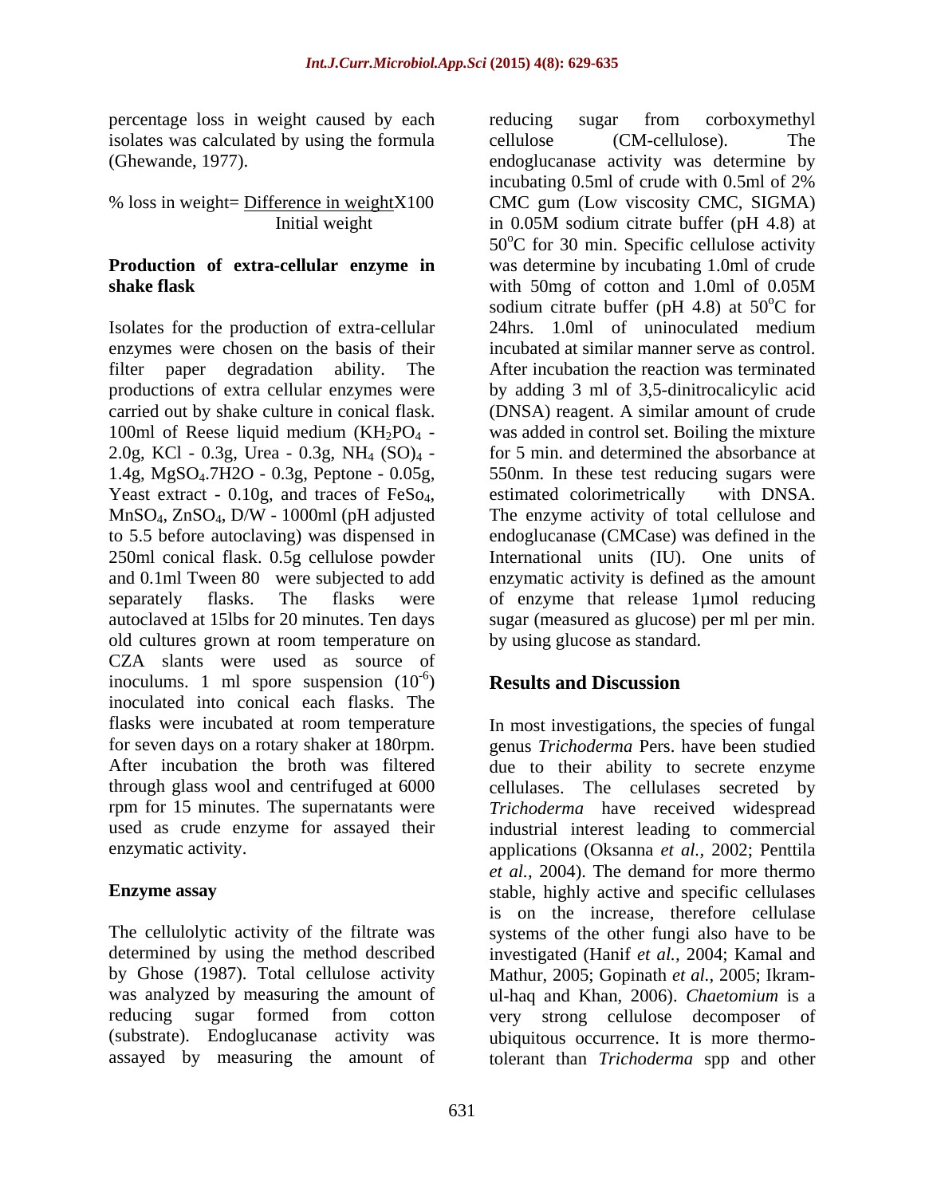percentage loss in weight caused by each isolates was calculated by using the formula (Ghewande, 1977).

$$\% \text{ loss in weight} = \frac{\text{Difference in weight}}{\text{Initial weight}} \times 100$$

## Production of extra-cellular enzyme in shake flask

Isolates for the production of extra-cellular enzymes were chosen on the basis of their filter paper degradation ability. The productions of extra cellular enzymes were carried out by shake culture in conical flask. 100ml of Reese liquid medium ($KH_2PO_4$ - 2.0g, KCl - 0.3g, Urea - 0.3g, $NH_4$ $(SO)_4$ - 1.4g, $MgSO_4.7H2O$ - 0.3g, Peptone - 0.05g, Yeast extract - 0.10g, and traces of $FeSo_4$, $MnSO_4$, $ZnSO_4$, D/W - 1000ml (pH adjusted to 5.5 before autoclaving) was dispensed in 250ml conical flask. 0.5g cellulose powder and 0.1ml Tween 80 were subjected to add separately flasks. The flasks were autoclaved at 15lbs for 20 minutes. Ten days old cultures grown at room temperature on CZA slants were used as source of inoculums. 1 ml spore suspension ($10^{-6}$) inoculated into conical each flasks. The flasks were incubated at room temperature for seven days on a rotary shaker at 180rpm. After incubation the broth was filtered through glass wool and centrifuged at 6000 rpm for 15 minutes. The supernatants were used as crude enzyme for assayed their enzymatic activity.

## Enzyme assay

The cellulolytic activity of the filtrate was determined by using the method described by Ghose (1987). Total cellulose activity was analyzed by measuring the amount of reducing sugar formed from cotton (substrate). Endoglucanase activity was assayed by measuring the amount of reducing sugar from corboxymethyl cellulose (CM-cellulose). The endoglucanase activity was determine by incubating 0.5ml of crude with 0.5ml of 2% CMC gum (Low viscosity CMC, SIGMA) in 0.05M sodium citrate buffer (pH 4.8) at $50^oC$ for 30 min. Specific cellulose activity was determine by incubating 1.0ml of crude with 50mg of cotton and 1.0ml of 0.05M sodium citrate buffer (pH 4.8) at $50^oC$ for 24hrs. 1.0ml of uninoculated medium incubated at similar manner serve as control. After incubation the reaction was terminated by adding 3 ml of 3,5-dinitrocalicylic acid (DNSA) reagent. A similar amount of crude was added in control set. Boiling the mixture for 5 min. and determined the absorbance at 550nm. In these test reducing sugars were estimated colorimetrically with DNSA. The enzyme activity of total cellulose and endoglucanase (CMCase) was defined in the International units (IU). One units of enzymatic activity is defined as the amount of enzyme that release 1µmol reducing sugar (measured as glucose) per ml per min. by using glucose as standard.

# Results and Discussion

In most investigations, the species of fungal genus *Trichoderma* Pers. have been studied due to their ability to secrete enzyme cellulases. The cellulases secreted by *Trichoderma* have received widespread industrial interest leading to commercial applications (Oksanna *et al.,* 2002; Penttila *et al.,* 2004). The demand for more thermo stable, highly active and specific cellulases is on the increase, therefore cellulase systems of the other fungi also have to be investigated (Hanif *et al.,* 2004; Kamal and Mathur, 2005; Gopinath *et al.,* 2005; Ikram-ul-haq and Khan, 2006). *Chaetomium* is a very strong cellulose decomposer of ubiquitous occurrence. It is more thermo-tolerant than *Trichoderma* spp and other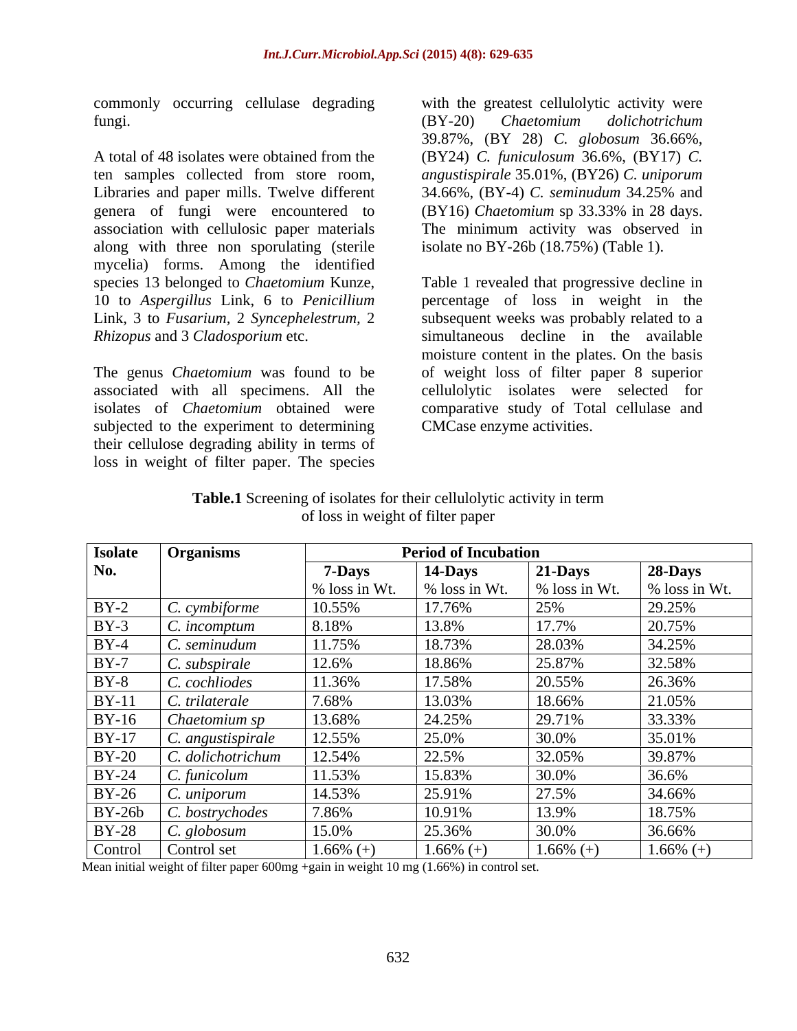commonly occurring cellulase degrading fungi.

A total of 48 isolates were obtained from the ten samples collected from store room, Libraries and paper mills. Twelve different genera of fungi were encountered to association with cellulosic paper materials along with three non sporulating (sterile mycelia) forms. Among the identified species 13 belonged to *Chaetomium* Kunze, 10 to *Aspergillus* Link, 6 to *Penicillium* Link, 3 to *Fusarium*, 2 *Syncephelestrum*, 2 *Rhizopus* and 3 *Cladosporium* etc.

The genus *Chaetomium* was found to be associated with all specimens. All the isolates of *Chaetomium* obtained were subjected to the experiment to determining their cellulose degrading ability in terms of loss in weight of filter paper. The species with the greatest cellulolytic activity were (BY-20) *Chaetomium dolichotrichum* 39.87%, (BY 28) *C. globosum* 36.66%, (BY24) *C. funiculosum* 36.6%, (BY17) *C. angustispirale* 35.01%, (BY26) *C. uniporum* 34.66%, (BY-4) *C. seminudum* 34.25% and (BY16) *Chaetomium* sp 33.33% in 28 days. The minimum activity was observed in isolate no BY-26b (18.75%) (Table 1).

Table 1 revealed that progressive decline in percentage of loss in weight in the subsequent weeks was probably related to a simultaneous decline in the available moisture content in the plates. On the basis of weight loss of filter paper 8 superior cellulolytic isolates were selected for comparative study of Total cellulase and CMCase enzyme activities.

**Table.1** Screening of isolates for their cellulolytic activity in term of loss in weight of filter paper

| Isolate No. | Organisms | Period of Incubation | | | |
|---|---|---|---|---|---|
| | | 7-Days | 14-Days | 21-Days | 28-Days |
| | | % loss in Wt. | % loss in Wt. | % loss in Wt. | % loss in Wt. |
| BY-2 | *C. cymbiforme* | 10.55% | 17.76% | 25% | 29.25% |
| BY-3 | *C. incomptum* | 8.18% | 13.8% | 17.7% | 20.75% |
| BY-4 | *C. seminudum* | 11.75% | 18.73% | 28.03% | 34.25% |
| BY-7 | *C. subspirale* | 12.6% | 18.86% | 25.87% | 32.58% |
| BY-8 | *C. cochliodes* | 11.36% | 17.58% | 20.55% | 26.36% |
| BY-11 | *C. trilaterale* | 7.68% | 13.03% | 18.66% | 21.05% |
| BY-16 | *Chaetomium sp* | 13.68% | 24.25% | 29.71% | 33.33% |
| BY-17 | *C. angustispirale* | 12.55% | 25.0% | 30.0% | 35.01% |
| BY-20 | *C. dolichotrichum* | 12.54% | 22.5% | 32.05% | 39.87% |
| BY-24 | *C. funicolum* | 11.53% | 15.83% | 30.0% | 36.6% |
| BY-26 | *C. uniporum* | 14.53% | 25.91% | 27.5% | 34.66% |
| BY-26b | *C. bostrychodes* | 7.86% | 10.91% | 13.9% | 18.75% |
| BY-28 | *C. globosum* | 15.0% | 25.36% | 30.0% | 36.66% |
| Control | Control set | 1.66% (+) | 1.66% (+) | 1.66% (+) | 1.66% (+) |

Mean initial weight of filter paper 600mg +gain in weight 10 mg (1.66%) in control set.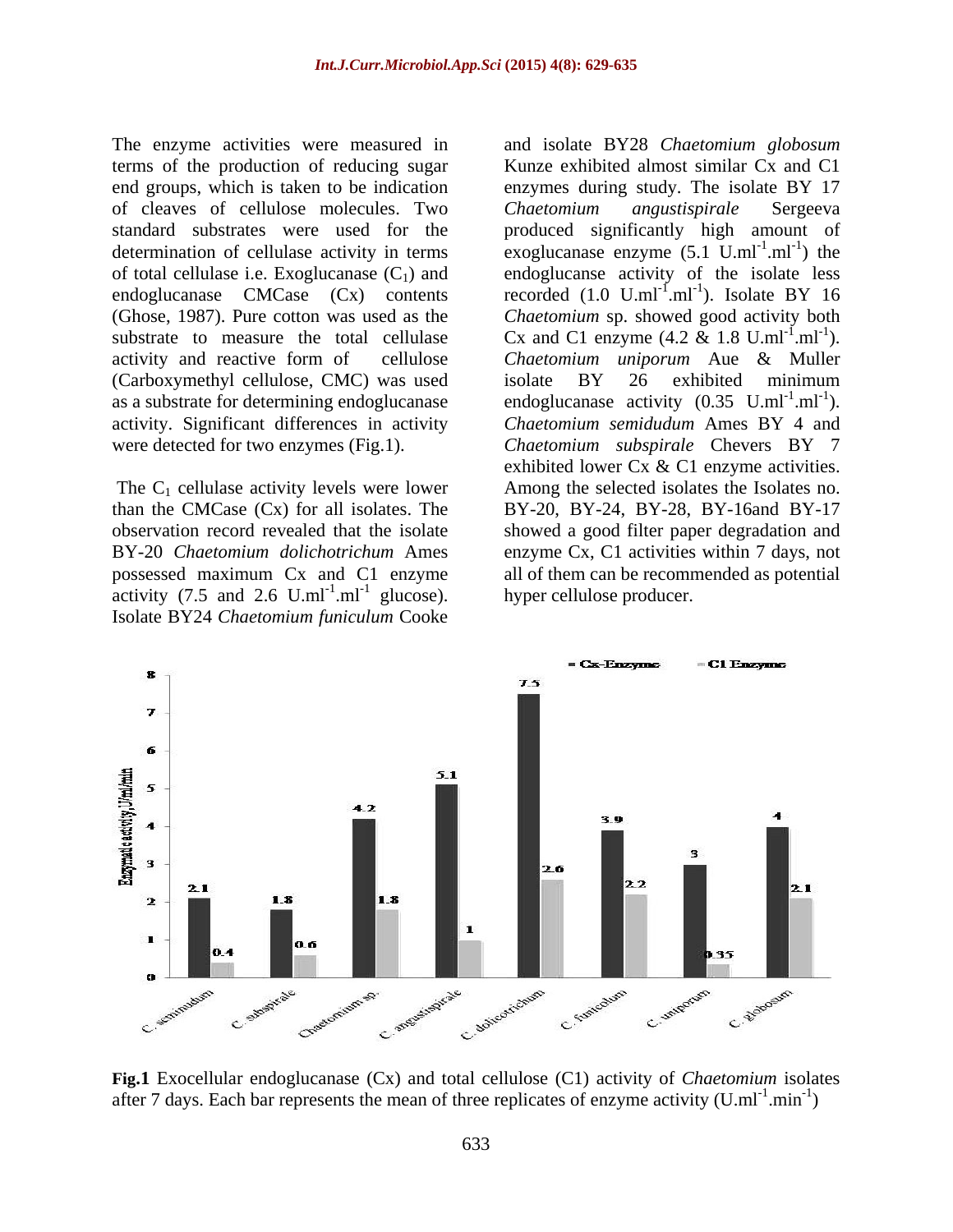The enzyme activities were measured in terms of the production of reducing sugar end groups, which is taken to be indication of cleaves of cellulose molecules. Two standard substrates were used for the determination of cellulase activity in terms of total cellulase i.e. Exoglucanase ($C_1$) and endoglucanase CMCase (Cx) contents (Ghose, 1987). Pure cotton was used as the substrate to measure the total cellulase activity and reactive form of cellulose (Carboxymethyl cellulose, CMC) was used as a substrate for determining endoglucanase activity. Significant differences in activity were detected for two enzymes (Fig.1).

The $C_1$ cellulase activity levels were lower than the CMCase (Cx) for all isolates. The observation record revealed that the isolate BY-20 *Chaetomium dolichotrichum* Ames possessed maximum Cx and C1 enzyme activity (7.5 and 2.6 $U.ml^{-1}.ml^{-1}$ glucose). Isolate BY24 *Chaetomium funiculum* Cooke and isolate BY28 *Chaetomium globosum* Kunze exhibited almost similar Cx and C1 enzymes during study. The isolate BY 17 *Chaetomium angustispirale* Sergeeva produced significantly high amount of exoglucanase enzyme (5.1 $U.ml^{-1}.ml^{-1}$) the endoglucanse activity of the isolate less recorded (1.0 $U.ml^{-1}.ml^{-1}$). Isolate BY 16 *Chaetomium* sp. showed good activity both Cx and C1 enzyme (4.2 & 1.8 $U.ml^{-1}.ml^{-1}$). *Chaetomium uniporum* Aue & Muller isolate BY 26 exhibited minimum endoglucanase activity (0.35 $U.ml^{-1}.ml^{-1}$). *Chaetomium semidudum* Ames BY 4 and *Chaetomium subspirale* Chevers BY 7 exhibited lower Cx & C1 enzyme activities. Among the selected isolates the Isolates no. BY-20, BY-24, BY-28, BY-16and BY-17 showed a good filter paper degradation and enzyme Cx, C1 activities within 7 days, not all of them can be recommended as potential hyper cellulose producer.

Cx-Enzyme
C1 Enzyme

Enzymatic activity, U/ml/min

0
1
2
3
4
5
6
7
8

2.1
0.4
1.8
0.6
4.2
1.8
5.1
1
7.5
2.6
3.9
2.2
3
0.35
4
2.1

C. seminudum
C. subspirale
Chaetomium sp.
C. angustispirale
C. dolicotrichum
C. funicolum
C. uniporum
C. globosum

**Fig.1** Exocellular endoglucanase (Cx) and total cellulose (C1) activity of *Chaetomium* isolates after 7 days. Each bar represents the mean of three replicates of enzyme activity ($U.ml^{-1}.min^{-1}$)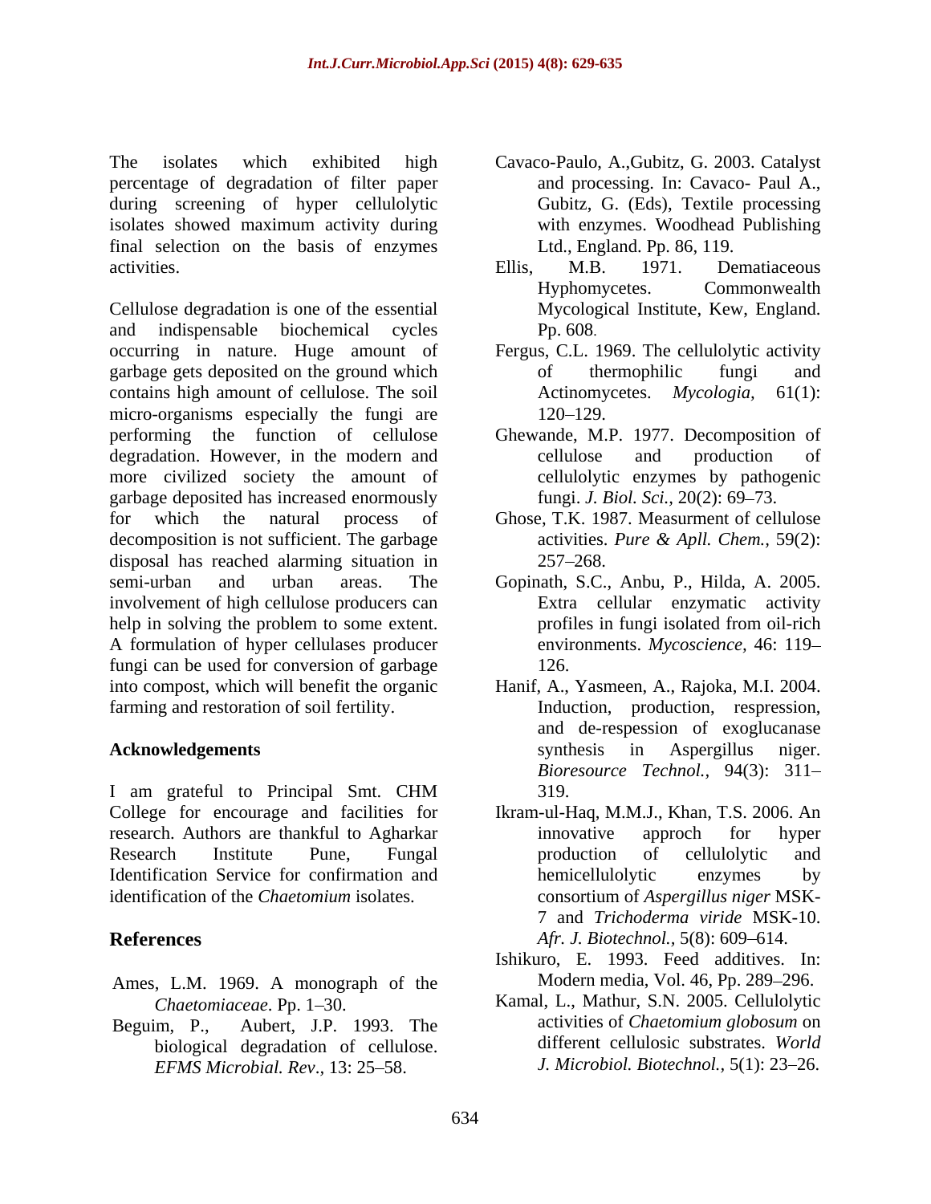The isolates which exhibited high percentage of degradation of filter paper during screening of hyper cellulolytic isolates showed maximum activity during final selection on the basis of enzymes activities.

Cellulose degradation is one of the essential and indispensable biochemical cycles occurring in nature. Huge amount of garbage gets deposited on the ground which contains high amount of cellulose. The soil micro-organisms especially the fungi are performing the function of cellulose degradation. However, in the modern and more civilized society the amount of garbage deposited has increased enormously for which the natural process of decomposition is not sufficient. The garbage disposal has reached alarming situation in semi-urban and urban areas. The involvement of high cellulose producers can help in solving the problem to some extent. A formulation of hyper cellulases producer fungi can be used for conversion of garbage into compost, which will benefit the organic farming and restoration of soil fertility.

## Acknowledgements

I am grateful to Principal Smt. CHM College for encourage and facilities for research. Authors are thankful to Agharkar Research Institute Pune, Fungal Identification Service for confirmation and identification of the *Chaetomium* isolates.

## References

Ames, L.M. 1969. A monograph of the *Chaetomiaceae*. Pp. 1–30.

Beguim, P., Aubert, J.P. 1993. The biological degradation of cellulose. *EFMS Microbial. Rev*., 13: 25–58.

Cavaco-Paulo, A.,Gubitz, G. 2003. Catalyst and processing. In: Cavaco- Paul A., Gubitz, G. (Eds), Textile processing with enzymes. Woodhead Publishing Ltd., England. Pp. 86, 119.

Ellis, M.B. 1971. Dematiaceous Hyphomycetes. Commonwealth Mycological Institute, Kew, England. Pp. 608.

Fergus, C.L. 1969. The cellulolytic activity of thermophilic fungi and Actinomycetes. *Mycologia,* 61(1): 120–129.

Ghewande, M.P. 1977. Decomposition of cellulose and production of cellulolytic enzymes by pathogenic fungi. *J. Biol. Sci.*, 20(2): 69–73.

Ghose, T.K. 1987. Measurment of cellulose activities. *Pure & Apll. Chem.,* 59(2): 257–268.

Gopinath, S.C., Anbu, P., Hilda, A. 2005. Extra cellular enzymatic activity profiles in fungi isolated from oil-rich environments. *Mycoscience,* 46: 119–126.

Hanif, A., Yasmeen, A., Rajoka, M.I. 2004. Induction, production, respression, and de-respession of exoglucanase synthesis in Aspergillus niger. *Bioresource Technol.,* 94(3): 311–319.

Ikram-ul-Haq, M.M.J., Khan, T.S. 2006. An innovative approch for hyper production of cellulolytic and hemicellulolytic enzymes by consortium of *Aspergillus niger* MSK-7 and *Trichoderma viride* MSK-10. *Afr. J. Biotechnol.*, 5(8): 609–614.

Ishikuro, E. 1993. Feed additives. In: Modern media, Vol. 46, Pp. 289–296.

Kamal, L., Mathur, S.N. 2005. Cellulolytic activities of *Chaetomium globosum* on different cellulosic substrates. *World J. Microbiol. Biotechnol.,* 5(1): 23–26.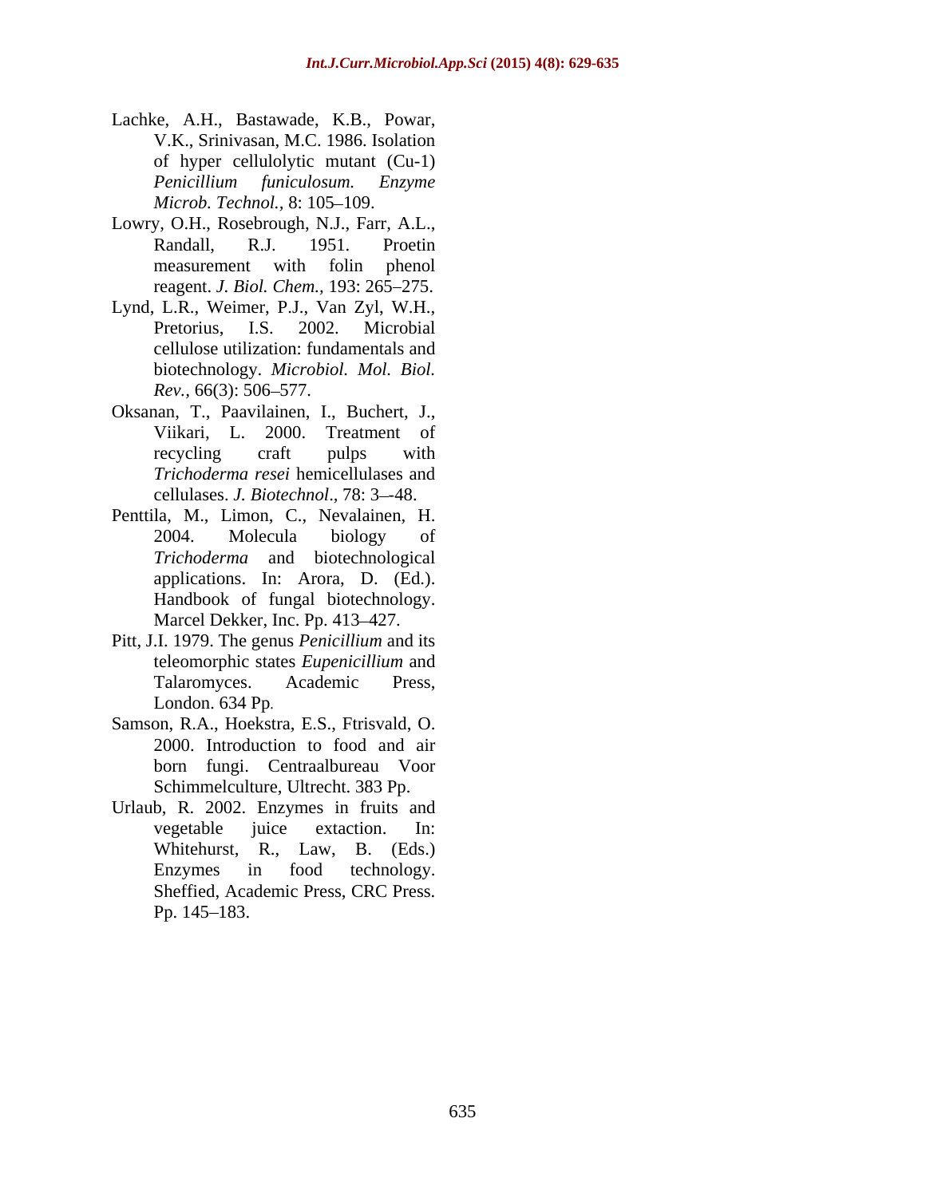Lachke, A.H., Bastawade, K.B., Powar, V.K., Srinivasan, M.C. 1986. Isolation of hyper cellulolytic mutant (Cu-1) *Penicillium funiculosum. Enzyme Microb. Technol.,* 8: 105–109.

Lowry, O.H., Rosebrough, N.J., Farr, A.L., Randall, R.J. 1951. Proetin measurement with folin phenol reagent. *J. Biol. Chem.,* 193: 265–275.

Lynd, L.R., Weimer, P.J., Van Zyl, W.H., Pretorius, I.S. 2002. Microbial cellulose utilization: fundamentals and biotechnology. *Microbiol. Mol. Biol. Rev.,* 66(3): 506–577.

Oksanan, T., Paavilainen, I., Buchert, J., Viikari, L. 2000. Treatment of recycling craft pulps with *Trichoderma resei* hemicellulases and cellulases. *J. Biotechnol*., 78: 3–-48.

Penttila, M., Limon, C., Nevalainen, H. 2004. Molecula biology of *Trichoderma* and biotechnological applications. In: Arora, D. (Ed.). Handbook of fungal biotechnology. Marcel Dekker, Inc. Pp. 413–427.

Pitt, J.I. 1979. The genus *Penicillium* and its teleomorphic states *Eupenicillium* and Talaromyces. Academic Press, London. 634 Pp.

Samson, R.A., Hoekstra, E.S., Ftrisvald, O. 2000. Introduction to food and air born fungi. Centraalbureau Voor Schimmelculture, Ultrecht. 383 Pp.

Urlaub, R. 2002. Enzymes in fruits and vegetable juice extaction. In: Whitehurst, R., Law, B. (Eds.) Enzymes in food technology. Sheffied, Academic Press, CRC Press. Pp. 145–183.